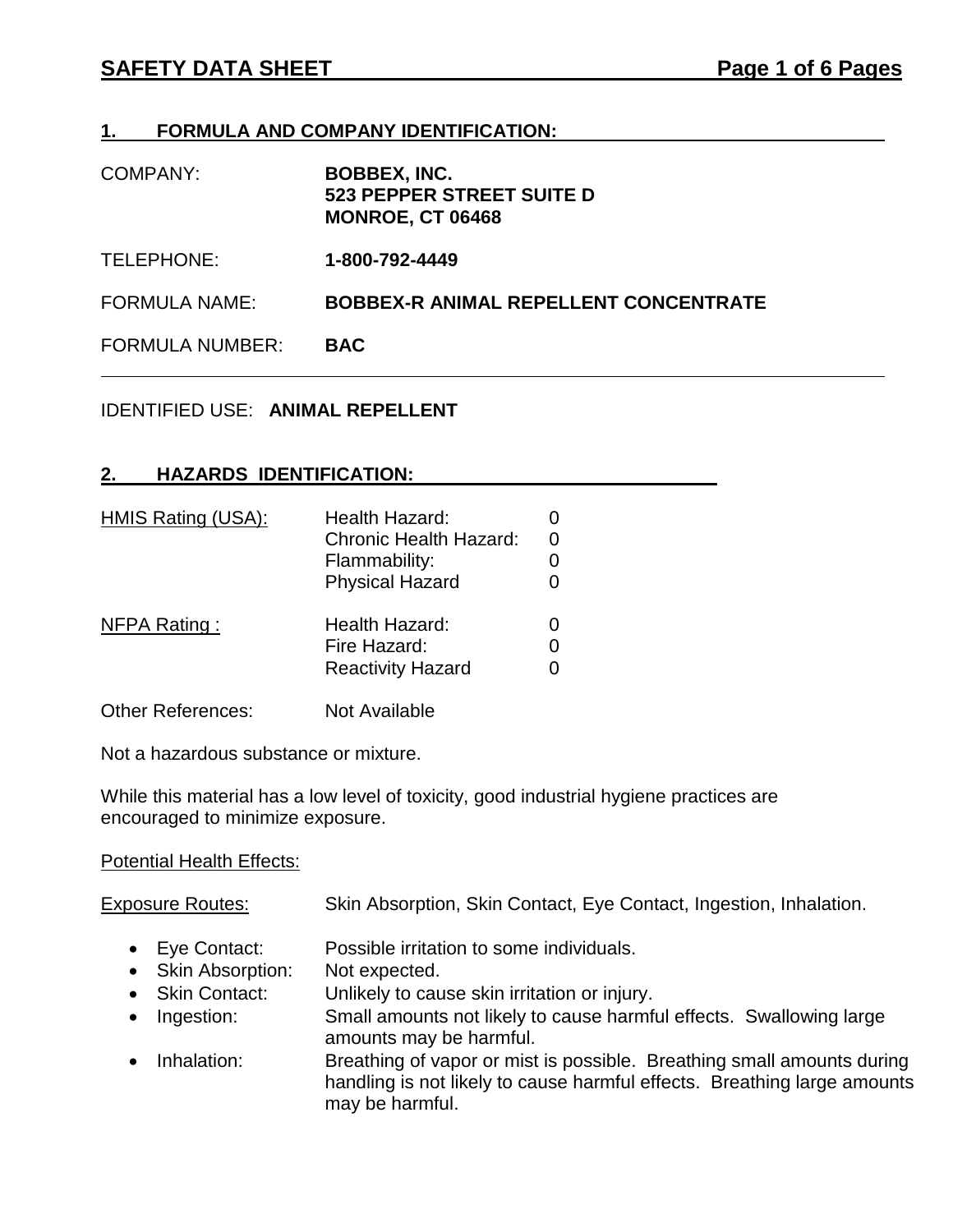# SAFETY DATA SHEET

## 1. FORMULA AND COMPANY IDENTIFICATION:

| | |
|---|---|
| COMPANY: | **BOBBEX, INC.**<br>**523 PEPPER STREET SUITE D**<br>**MONROE, CT 06468** |
| TELEPHONE: | **1-800-792-4449** |
| FORMULA NAME: | **BOBBEX-R ANIMAL REPELLENT CONCENTRATE** |
| FORMULA NUMBER: | **BAC** |

IDENTIFIED USE: **ANIMAL REPELLENT**

## 2. HAZARDS IDENTIFICATION:

| | | |
|---|---|---|
| HMIS Rating (USA): | Health Hazard: | 0 |
| | Chronic Health Hazard: | 0 |
| | Flammability: | 0 |
| | Physical Hazard | 0 |
| NFPA Rating : | Health Hazard: | 0 |
| | Fire Hazard: | 0 |
| | Reactivity Hazard | 0 |

Other References: Not Available

Not a hazardous substance or mixture.

While this material has a low level of toxicity, good industrial hygiene practices are encouraged to minimize exposure.

Potential Health Effects:

Exposure Routes: Skin Absorption, Skin Contact, Eye Contact, Ingestion, Inhalation.

- Eye Contact: Possible irritation to some individuals.
- Skin Absorption: Not expected.
- Skin Contact: Unlikely to cause skin irritation or injury.
- Ingestion: Small amounts not likely to cause harmful effects. Swallowing large amounts may be harmful.
- Inhalation: Breathing of vapor or mist is possible. Breathing small amounts during handling is not likely to cause harmful effects. Breathing large amounts may be harmful.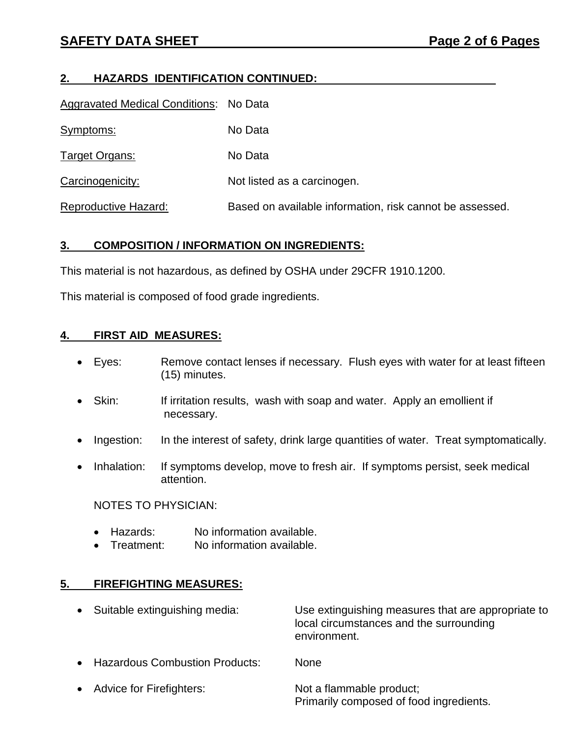## 2. HAZARDS IDENTIFICATION CONTINUED:

Aggravated Medical Conditions: No Data

Symptoms: No Data

Target Organs: No Data

Carcinogenicity: Not listed as a carcinogen.

Reproductive Hazard: Based on available information, risk cannot be assessed.

## 3. COMPOSITION / INFORMATION ON INGREDIENTS:

This material is not hazardous, as defined by OSHA under 29CFR 1910.1200.

This material is composed of food grade ingredients.

## 4. FIRST AID MEASURES:

- Eyes: Remove contact lenses if necessary. Flush eyes with water for at least fifteen (15) minutes.
- Skin: If irritation results, wash with soap and water. Apply an emollient if necessary.
- Ingestion: In the interest of safety, drink large quantities of water. Treat symptomatically.
- Inhalation: If symptoms develop, move to fresh air. If symptoms persist, seek medical attention.

NOTES TO PHYSICIAN:

- Hazards: No information available.
- Treatment: No information available.

## 5. FIREFIGHTING MEASURES:

- Suitable extinguishing media: Use extinguishing measures that are appropriate to local circumstances and the surrounding environment.
- Hazardous Combustion Products: None
- Advice for Firefighters: Not a flammable product; Primarily composed of food ingredients.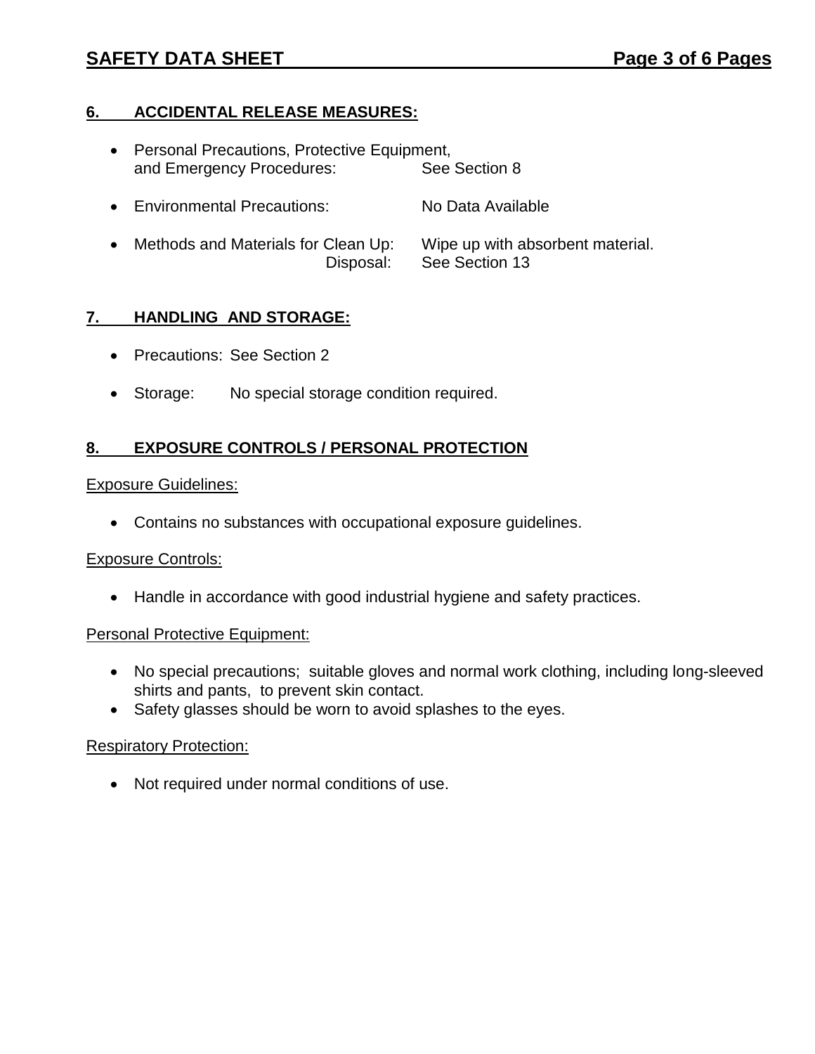## 6. ACCIDENTAL RELEASE MEASURES:

- Personal Precautions, Protective Equipment, and Emergency Procedures: See Section 8
- Environmental Precautions: No Data Available
- Methods and Materials for Clean Up: Wipe up with absorbent material.
  Disposal: See Section 13

## 7. HANDLING AND STORAGE:

- Precautions: See Section 2
- Storage: No special storage condition required.

## 8. EXPOSURE CONTROLS / PERSONAL PROTECTION

Exposure Guidelines:

- Contains no substances with occupational exposure guidelines.

Exposure Controls:

- Handle in accordance with good industrial hygiene and safety practices.

Personal Protective Equipment:

- No special precautions; suitable gloves and normal work clothing, including long-sleeved shirts and pants, to prevent skin contact.
- Safety glasses should be worn to avoid splashes to the eyes.

Respiratory Protection:

- Not required under normal conditions of use.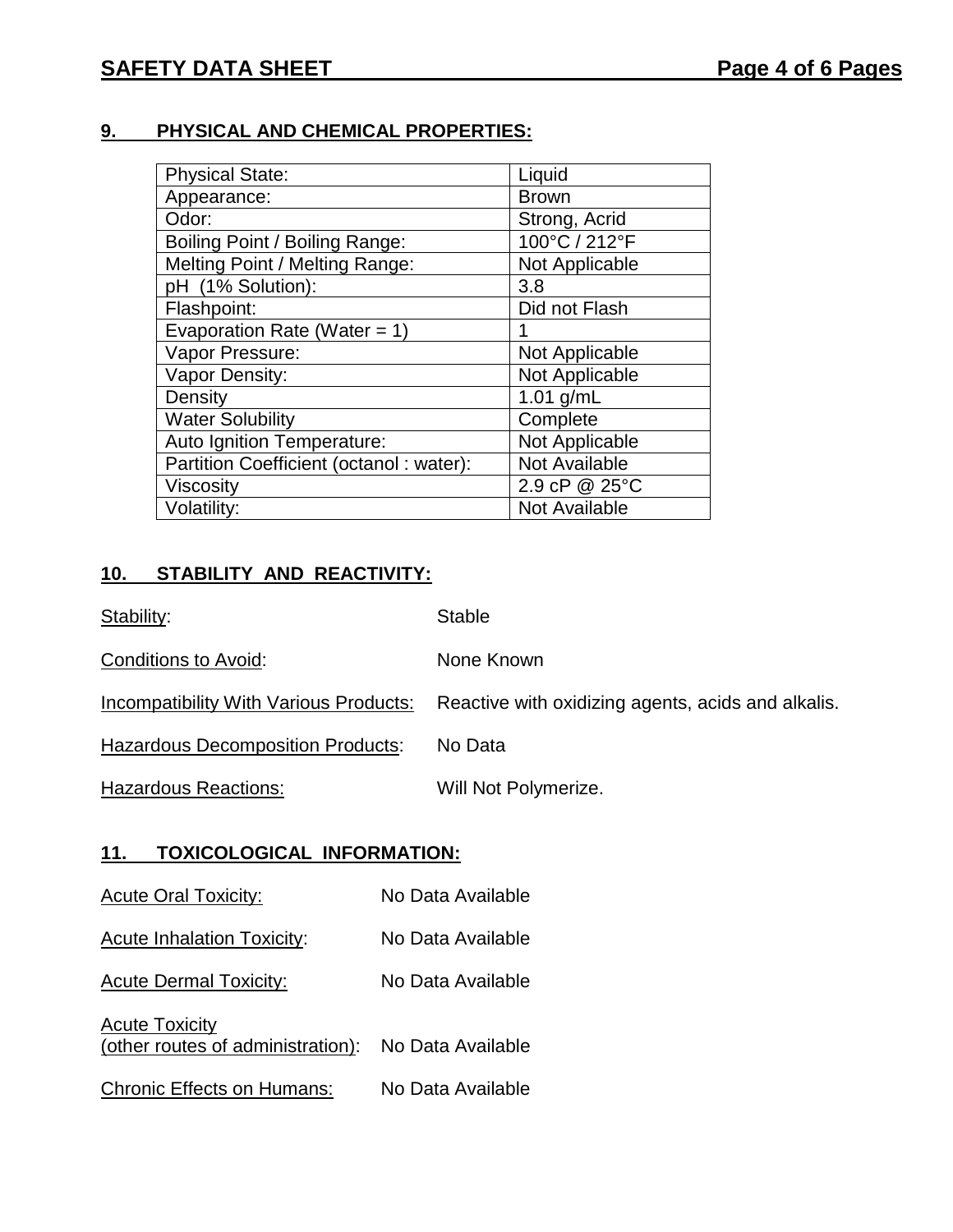## 9. PHYSICAL AND CHEMICAL PROPERTIES:

| Property | Value |
|---|---|
| Physical State: | Liquid |
| Appearance: | Brown |
| Odor: | Strong, Acrid |
| Boiling Point / Boiling Range: | 100°C / 212°F |
| Melting Point / Melting Range: | Not Applicable |
| pH (1% Solution): | 3.8 |
| Flashpoint: | Did not Flash |
| Evaporation Rate (Water = 1) | 1 |
| Vapor Pressure: | Not Applicable |
| Vapor Density: | Not Applicable |
| Density | 1.01 g/mL |
| Water Solubility | Complete |
| Auto Ignition Temperature: | Not Applicable |
| Partition Coefficient (octanol : water): | Not Available |
| Viscosity | 2.9 cP @ 25°C |
| Volatility: | Not Available |

## 10. STABILITY AND REACTIVITY:

Stability: Stable

Conditions to Avoid: None Known

Incompatibility With Various Products: Reactive with oxidizing agents, acids and alkalis.

Hazardous Decomposition Products: No Data

Hazardous Reactions: Will Not Polymerize.

## 11. TOXICOLOGICAL INFORMATION:

Acute Oral Toxicity: No Data Available

Acute Inhalation Toxicity: No Data Available

Acute Dermal Toxicity: No Data Available

Acute Toxicity (other routes of administration): No Data Available

Chronic Effects on Humans: No Data Available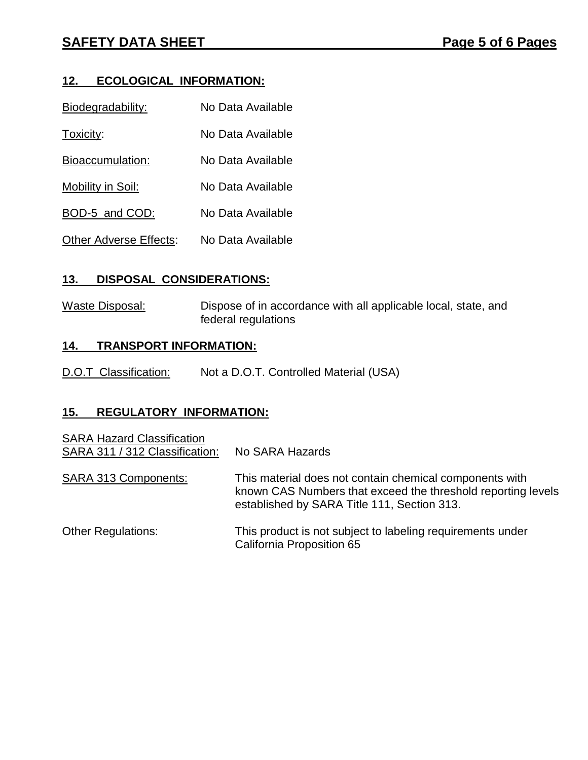## 12. ECOLOGICAL INFORMATION:

Biodegradability: No Data Available

Toxicity: No Data Available

Bioaccumulation: No Data Available

Mobility in Soil: No Data Available

BOD-5 and COD: No Data Available

Other Adverse Effects: No Data Available

## 13. DISPOSAL CONSIDERATIONS:

Waste Disposal: Dispose of in accordance with all applicable local, state, and federal regulations

## 14. TRANSPORT INFORMATION:

D.O.T Classification: Not a D.O.T. Controlled Material (USA)

## 15. REGULATORY INFORMATION:

SARA Hazard Classification
SARA 311 / 312 Classification: No SARA Hazards

SARA 313 Components: This material does not contain chemical components with known CAS Numbers that exceed the threshold reporting levels established by SARA Title 111, Section 313.

Other Regulations: This product is not subject to labeling requirements under California Proposition 65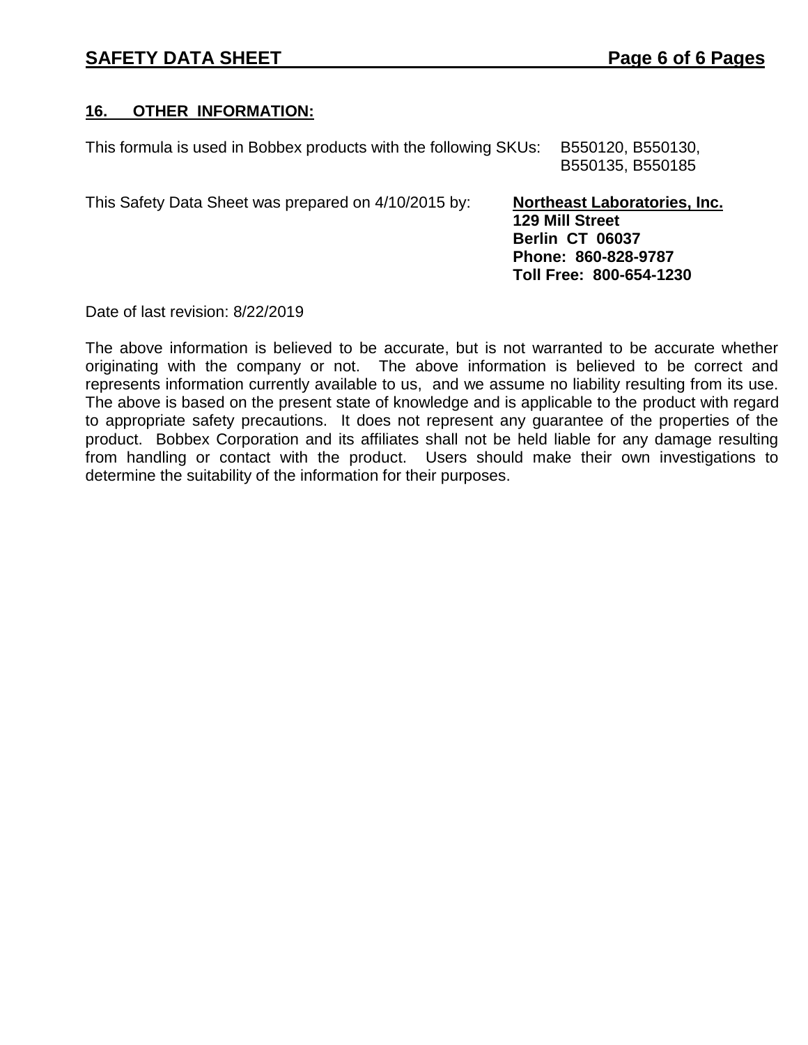## 16. OTHER INFORMATION:

This formula is used in Bobbex products with the following SKUs: B550120, B550130, B550135, B550185

This Safety Data Sheet was prepared on 4/10/2015 by:

**Northeast Laboratories, Inc.**
**129 Mill Street**
**Berlin CT 06037**
**Phone: 860-828-9787**
**Toll Free: 800-654-1230**

Date of last revision: 8/22/2019

The above information is believed to be accurate, but is not warranted to be accurate whether originating with the company or not. The above information is believed to be correct and represents information currently available to us, and we assume no liability resulting from its use. The above is based on the present state of knowledge and is applicable to the product with regard to appropriate safety precautions. It does not represent any guarantee of the properties of the product. Bobbex Corporation and its affiliates shall not be held liable for any damage resulting from handling or contact with the product. Users should make their own investigations to determine the suitability of the information for their purposes.